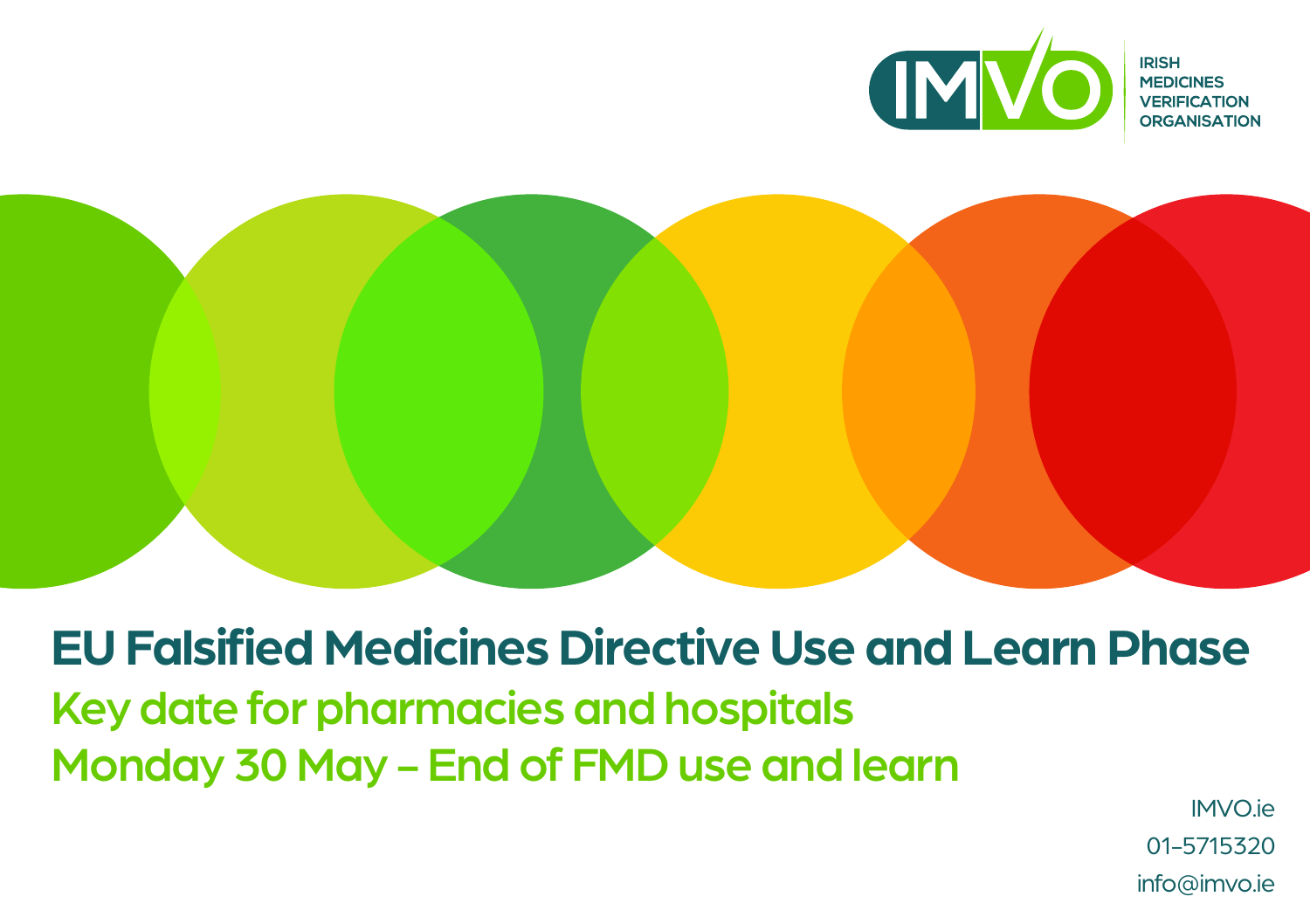IMVO

IRISH MEDICINES VERIFICATION ORGANISATION

# EU Falsified Medicines Directive Use and Learn Phase

## Key date for pharmacies and hospitals

## Monday 30 May – End of FMD use and learn

IMVO.ie

01-5715320

info@imvo.ie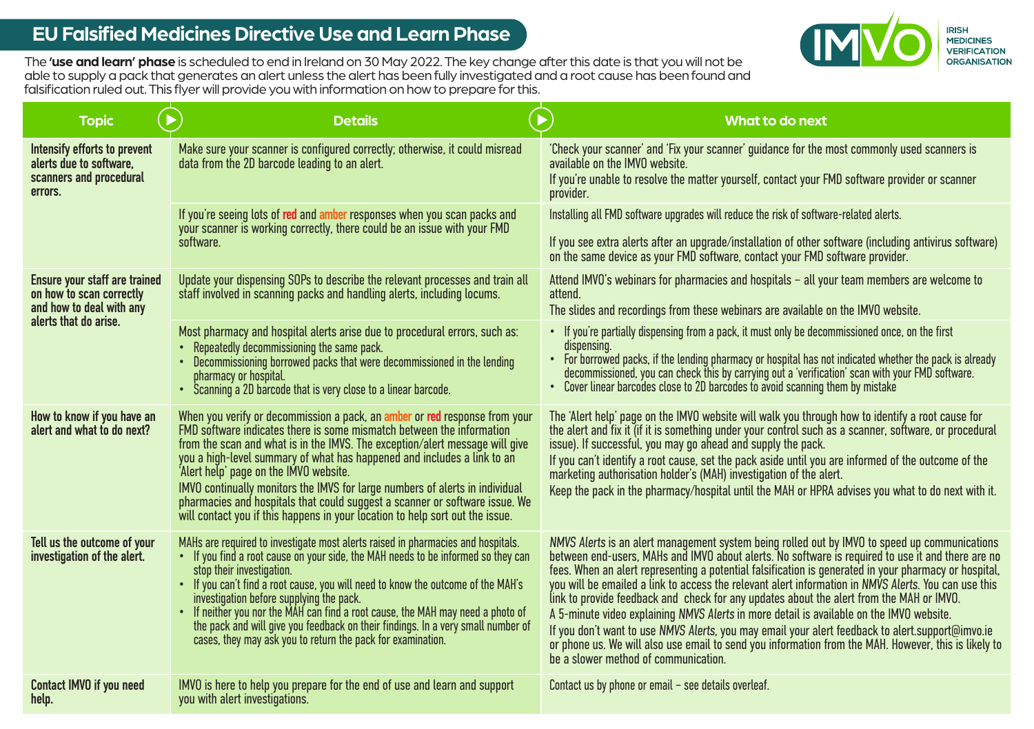# EU Falsified Medicines Directive Use and Learn Phase

IRISH MEDICINES VERIFICATION ORGANISATION

The **'use and learn' phase** is scheduled to end in Ireland on 30 May 2022. The key change after this date is that you will not be able to supply a pack that generates an alert unless the alert has been fully investigated and a root cause has been found and falsification ruled out. This flyer will provide you with information on how to prepare for this.

| Topic | Details | What to do next |
|---|---|---|
| **Intensify efforts to prevent alerts due to software, scanners and procedural errors.** | Make sure your scanner is configured correctly; otherwise, it could misread data from the 2D barcode leading to an alert. | 'Check your scanner' and 'Fix your scanner' guidance for the most commonly used scanners is available on the IMVO website.<br>If you're unable to resolve the matter yourself, contact your FMD software provider or scanner provider. |
| | If you're seeing lots of red and amber responses when you scan packs and your scanner is working correctly, there could be an issue with your FMD software. | Installing all FMD software upgrades will reduce the risk of software-related alerts.<br>If you see extra alerts after an upgrade/installation of other software (including antivirus software) on the same device as your FMD software, contact your FMD software provider. |
| **Ensure your staff are trained on how to scan correctly and how to deal with any alerts that do arise.** | Update your dispensing SOPs to describe the relevant processes and train all staff involved in scanning packs and handling alerts, including locums. | Attend IMVO's webinars for pharmacies and hospitals – all your team members are welcome to attend.<br>The slides and recordings from these webinars are available on the IMVO website. |
| | Most pharmacy and hospital alerts arise due to procedural errors, such as:<br>• Repeatedly decommissioning the same pack.<br>• Decommissioning borrowed packs that were decommissioned in the lending pharmacy or hospital.<br>• Scanning a 2D barcode that is very close to a linear barcode. | • If you're partially dispensing from a pack, it must only be decommissioned once, on the first dispensing.<br>• For borrowed packs, if the lending pharmacy or hospital has not indicated whether the pack is already decommissioned, you can check this by carrying out a 'verification' scan with your FMD software.<br>• Cover linear barcodes close to 2D barcodes to avoid scanning them by mistake |
| **How to know if you have an alert and what to do next?** | When you verify or decommission a pack, an amber or red response from your FMD software indicates there is some mismatch between the information from the scan and what is in the IMVS. The exception/alert message will give you a high-level summary of what has happened and includes a link to an 'Alert help' page on the IMVO website.<br>IMVO continually monitors the IMVS for large numbers of alerts in individual pharmacies and hospitals that could suggest a scanner or software issue. We will contact you if this happens in your location to help sort out the issue. | The 'Alert help' page on the IMVO website will walk you through how to identify a root cause for the alert and fix it (if it is something under your control such as a scanner, software, or procedural issue). If successful, you may go ahead and supply the pack.<br>If you can't identify a root cause, set the pack aside until you are informed of the outcome of the marketing authorisation holder's (MAH) investigation of the alert.<br>Keep the pack in the pharmacy/hospital until the MAH or HPRA advises you what to do next with it. |
| **Tell us the outcome of your investigation of the alert.** | MAHs are required to investigate most alerts raised in pharmacies and hospitals.<br>• If you find a root cause on your side, the MAH needs to be informed so they can stop their investigation.<br>• If you can't find a root cause, you will need to know the outcome of the MAH's investigation before supplying the pack.<br>• If neither you nor the MAH can find a root cause, the MAH may need a photo of the pack and will give you feedback on their findings. In a very small number of cases, they may ask you to return the pack for examination. | *NMVS Alerts* is an alert management system being rolled out by IMVO to speed up communications between end-users, MAHs and IMVO about alerts. No software is required to use it and there are no fees. When an alert representing a potential falsification is generated in your pharmacy or hospital, you will be emailed a link to access the relevant alert information in *NMVS Alerts*. You can use this link to provide feedback and check for any updates about the alert from the MAH or IMVO.<br>A 5-minute video explaining *NMVS Alerts* in more detail is available on the IMVO website.<br>If you don't want to use *NMVS Alerts*, you may email your alert feedback to alert.support@imvo.ie or phone us. We will also use email to send you information from the MAH. However, this is likely to be a slower method of communication. |
| **Contact IMVO if you need help.** | IMVO is here to help you prepare for the end of use and learn and support you with alert investigations. | Contact us by phone or email – see details overleaf. |